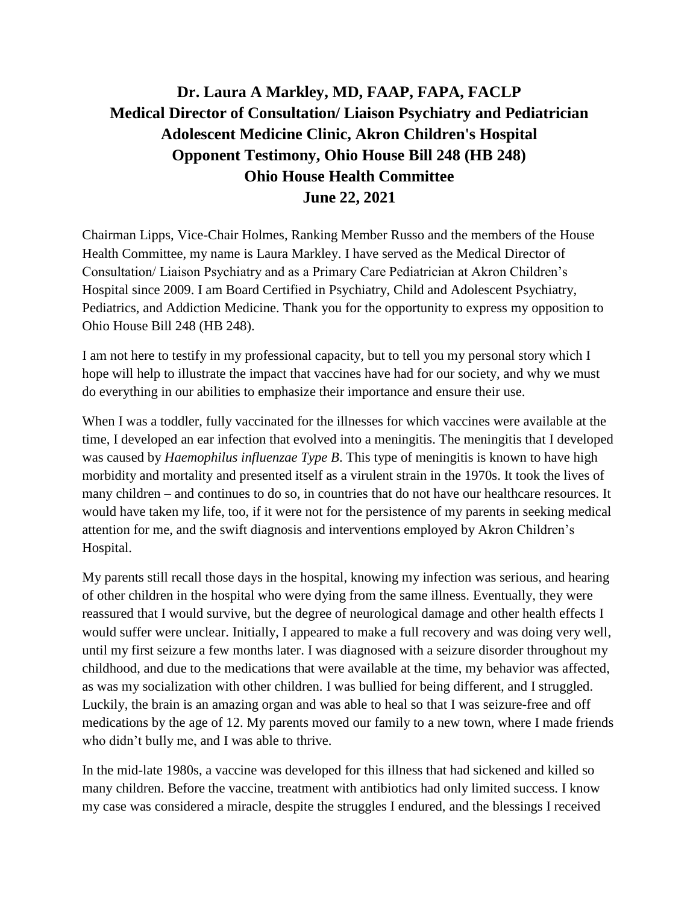# Dr. Laura A Markley, MD, FAAP, FAPA, FACLP
## Medical Director of Consultation/ Liaison Psychiatry and Pediatrician
## Adolescent Medicine Clinic, Akron Children's Hospital
## Opponent Testimony, Ohio House Bill 248 (HB 248)
## Ohio House Health Committee
## June 22, 2021

Chairman Lipps, Vice-Chair Holmes, Ranking Member Russo and the members of the House Health Committee, my name is Laura Markley. I have served as the Medical Director of Consultation/ Liaison Psychiatry and as a Primary Care Pediatrician at Akron Children's Hospital since 2009. I am Board Certified in Psychiatry, Child and Adolescent Psychiatry, Pediatrics, and Addiction Medicine. Thank you for the opportunity to express my opposition to Ohio House Bill 248 (HB 248).

I am not here to testify in my professional capacity, but to tell you my personal story which I hope will help to illustrate the impact that vaccines have had for our society, and why we must do everything in our abilities to emphasize their importance and ensure their use.

When I was a toddler, fully vaccinated for the illnesses for which vaccines were available at the time, I developed an ear infection that evolved into a meningitis. The meningitis that I developed was caused by *Haemophilus influenzae Type B*. This type of meningitis is known to have high morbidity and mortality and presented itself as a virulent strain in the 1970s. It took the lives of many children – and continues to do so, in countries that do not have our healthcare resources. It would have taken my life, too, if it were not for the persistence of my parents in seeking medical attention for me, and the swift diagnosis and interventions employed by Akron Children's Hospital.

My parents still recall those days in the hospital, knowing my infection was serious, and hearing of other children in the hospital who were dying from the same illness. Eventually, they were reassured that I would survive, but the degree of neurological damage and other health effects I would suffer were unclear. Initially, I appeared to make a full recovery and was doing very well, until my first seizure a few months later. I was diagnosed with a seizure disorder throughout my childhood, and due to the medications that were available at the time, my behavior was affected, as was my socialization with other children. I was bullied for being different, and I struggled. Luckily, the brain is an amazing organ and was able to heal so that I was seizure-free and off medications by the age of 12. My parents moved our family to a new town, where I made friends who didn't bully me, and I was able to thrive.

In the mid-late 1980s, a vaccine was developed for this illness that had sickened and killed so many children. Before the vaccine, treatment with antibiotics had only limited success. I know my case was considered a miracle, despite the struggles I endured, and the blessings I received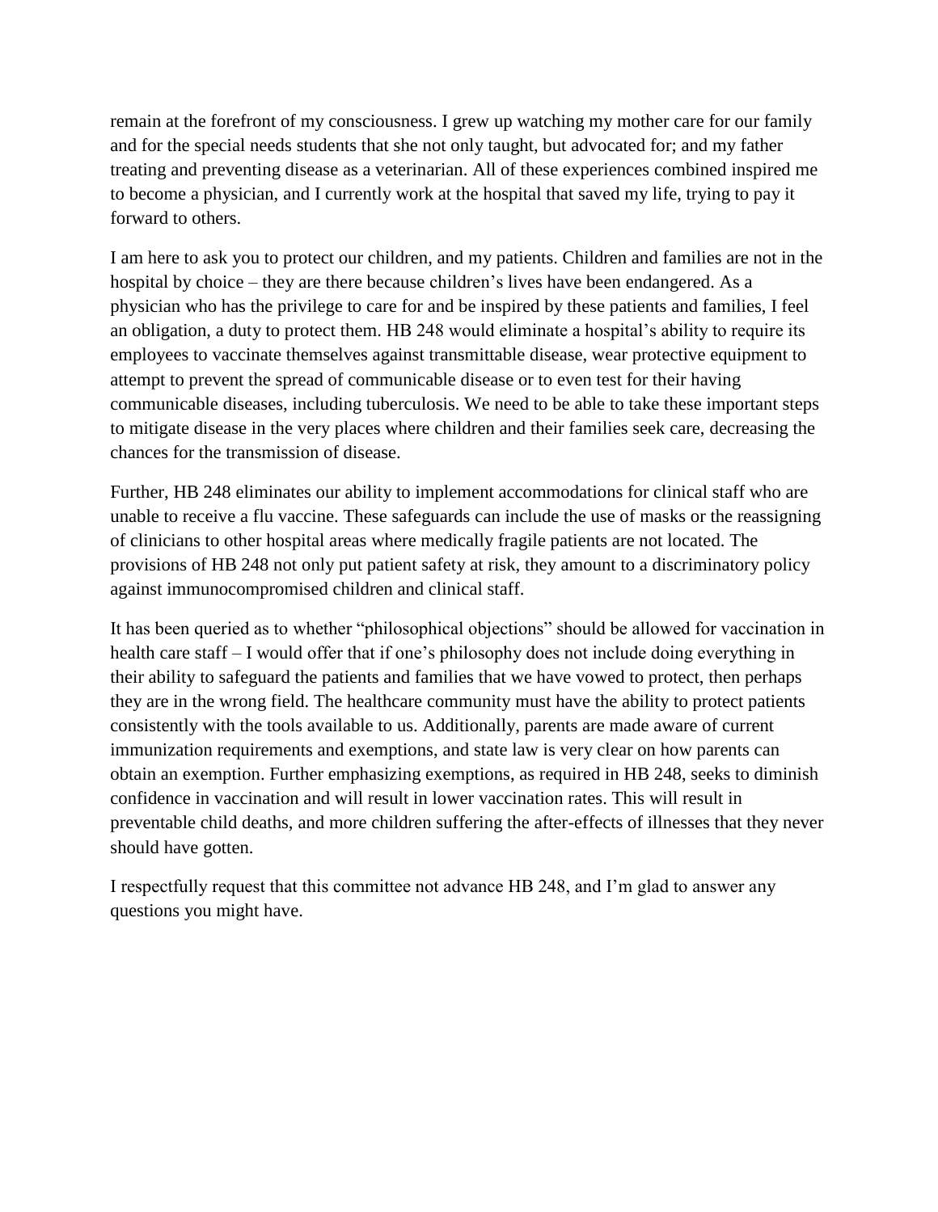remain at the forefront of my consciousness. I grew up watching my mother care for our family and for the special needs students that she not only taught, but advocated for; and my father treating and preventing disease as a veterinarian. All of these experiences combined inspired me to become a physician, and I currently work at the hospital that saved my life, trying to pay it forward to others.

I am here to ask you to protect our children, and my patients. Children and families are not in the hospital by choice – they are there because children's lives have been endangered. As a physician who has the privilege to care for and be inspired by these patients and families, I feel an obligation, a duty to protect them. HB 248 would eliminate a hospital's ability to require its employees to vaccinate themselves against transmittable disease, wear protective equipment to attempt to prevent the spread of communicable disease or to even test for their having communicable diseases, including tuberculosis. We need to be able to take these important steps to mitigate disease in the very places where children and their families seek care, decreasing the chances for the transmission of disease.

Further, HB 248 eliminates our ability to implement accommodations for clinical staff who are unable to receive a flu vaccine. These safeguards can include the use of masks or the reassigning of clinicians to other hospital areas where medically fragile patients are not located. The provisions of HB 248 not only put patient safety at risk, they amount to a discriminatory policy against immunocompromised children and clinical staff.

It has been queried as to whether "philosophical objections" should be allowed for vaccination in health care staff – I would offer that if one's philosophy does not include doing everything in their ability to safeguard the patients and families that we have vowed to protect, then perhaps they are in the wrong field. The healthcare community must have the ability to protect patients consistently with the tools available to us. Additionally, parents are made aware of current immunization requirements and exemptions, and state law is very clear on how parents can obtain an exemption. Further emphasizing exemptions, as required in HB 248, seeks to diminish confidence in vaccination and will result in lower vaccination rates. This will result in preventable child deaths, and more children suffering the after-effects of illnesses that they never should have gotten.

I respectfully request that this committee not advance HB 248, and I'm glad to answer any questions you might have.